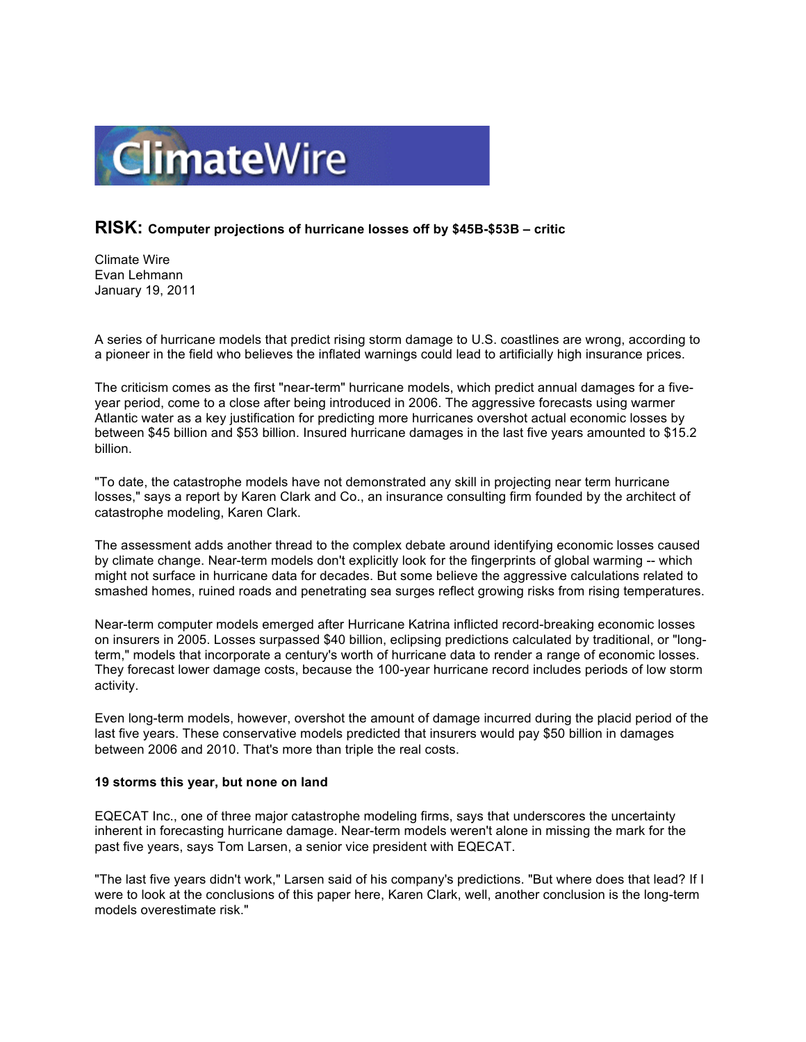# ClimateWire

## RISK: Computer projections of hurricane losses off by $45B-$53B – critic

Climate Wire
Evan Lehmann
January 19, 2011

A series of hurricane models that predict rising storm damage to U.S. coastlines are wrong, according to a pioneer in the field who believes the inflated warnings could lead to artificially high insurance prices.

The criticism comes as the first "near-term" hurricane models, which predict annual damages for a five-year period, come to a close after being introduced in 2006. The aggressive forecasts using warmer Atlantic water as a key justification for predicting more hurricanes overshot actual economic losses by between $45 billion and $53 billion. Insured hurricane damages in the last five years amounted to $15.2 billion.

"To date, the catastrophe models have not demonstrated any skill in projecting near term hurricane losses," says a report by Karen Clark and Co., an insurance consulting firm founded by the architect of catastrophe modeling, Karen Clark.

The assessment adds another thread to the complex debate around identifying economic losses caused by climate change. Near-term models don't explicitly look for the fingerprints of global warming -- which might not surface in hurricane data for decades. But some believe the aggressive calculations related to smashed homes, ruined roads and penetrating sea surges reflect growing risks from rising temperatures.

Near-term computer models emerged after Hurricane Katrina inflicted record-breaking economic losses on insurers in 2005. Losses surpassed $40 billion, eclipsing predictions calculated by traditional, or "long-term," models that incorporate a century's worth of hurricane data to render a range of economic losses. They forecast lower damage costs, because the 100-year hurricane record includes periods of low storm activity.

Even long-term models, however, overshot the amount of damage incurred during the placid period of the last five years. These conservative models predicted that insurers would pay $50 billion in damages between 2006 and 2010. That's more than triple the real costs.

**19 storms this year, but none on land**

EQECAT Inc., one of three major catastrophe modeling firms, says that underscores the uncertainty inherent in forecasting hurricane damage. Near-term models weren't alone in missing the mark for the past five years, says Tom Larsen, a senior vice president with EQECAT.

"The last five years didn't work," Larsen said of his company's predictions. "But where does that lead? If I were to look at the conclusions of this paper here, Karen Clark, well, another conclusion is the long-term models overestimate risk."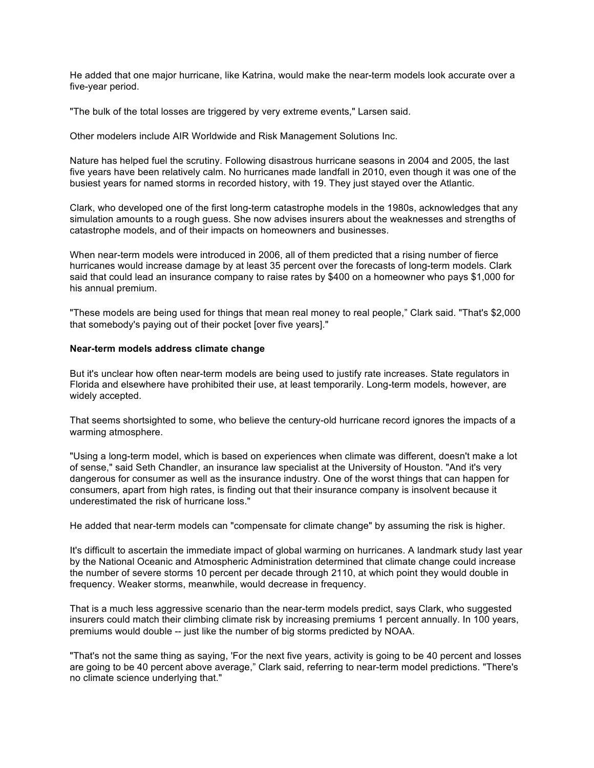He added that one major hurricane, like Katrina, would make the near-term models look accurate over a five-year period.

"The bulk of the total losses are triggered by very extreme events," Larsen said.

Other modelers include AIR Worldwide and Risk Management Solutions Inc.

Nature has helped fuel the scrutiny. Following disastrous hurricane seasons in 2004 and 2005, the last five years have been relatively calm. No hurricanes made landfall in 2010, even though it was one of the busiest years for named storms in recorded history, with 19. They just stayed over the Atlantic.

Clark, who developed one of the first long-term catastrophe models in the 1980s, acknowledges that any simulation amounts to a rough guess. She now advises insurers about the weaknesses and strengths of catastrophe models, and of their impacts on homeowners and businesses.

When near-term models were introduced in 2006, all of them predicted that a rising number of fierce hurricanes would increase damage by at least 35 percent over the forecasts of long-term models. Clark said that could lead an insurance company to raise rates by $400 on a homeowner who pays $1,000 for his annual premium.

"These models are being used for things that mean real money to real people," Clark said. "That's $2,000 that somebody's paying out of their pocket [over five years]."

**Near-term models address climate change**

But it's unclear how often near-term models are being used to justify rate increases. State regulators in Florida and elsewhere have prohibited their use, at least temporarily. Long-term models, however, are widely accepted.

That seems shortsighted to some, who believe the century-old hurricane record ignores the impacts of a warming atmosphere.

"Using a long-term model, which is based on experiences when climate was different, doesn't make a lot of sense," said Seth Chandler, an insurance law specialist at the University of Houston. "And it's very dangerous for consumer as well as the insurance industry. One of the worst things that can happen for consumers, apart from high rates, is finding out that their insurance company is insolvent because it underestimated the risk of hurricane loss."

He added that near-term models can "compensate for climate change" by assuming the risk is higher.

It's difficult to ascertain the immediate impact of global warming on hurricanes. A landmark study last year by the National Oceanic and Atmospheric Administration determined that climate change could increase the number of severe storms 10 percent per decade through 2110, at which point they would double in frequency. Weaker storms, meanwhile, would decrease in frequency.

That is a much less aggressive scenario than the near-term models predict, says Clark, who suggested insurers could match their climbing climate risk by increasing premiums 1 percent annually. In 100 years, premiums would double -- just like the number of big storms predicted by NOAA.

"That's not the same thing as saying, 'For the next five years, activity is going to be 40 percent and losses are going to be 40 percent above average," Clark said, referring to near-term model predictions. "There's no climate science underlying that."